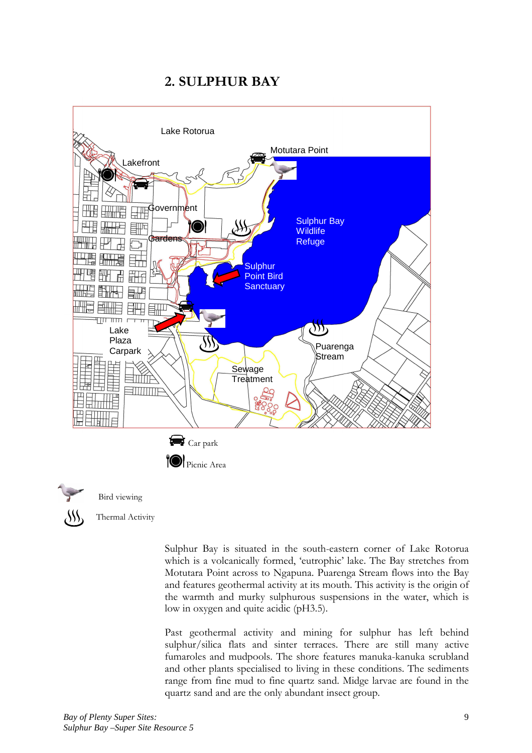## 2. SULPHUR BAY

Lake Rotorua

Motutara Point

Lakefront

Government Gardens

Sulphur Bay Wildlife Refuge

Sulphur Point Bird Sanctuary

Lake Plaza Carpark

Puarenga Stream

Sewage Treatment

Car park

Picnic Area

Bird viewing

Thermal Activity

Sulphur Bay is situated in the south-eastern corner of Lake Rotorua which is a volcanically formed, 'eutrophic' lake. The Bay stretches from Motutara Point across to Ngapuna. Puarenga Stream flows into the Bay and features geothermal activity at its mouth. This activity is the origin of the warmth and murky sulphurous suspensions in the water, which is low in oxygen and quite acidic (pH3.5).

Past geothermal activity and mining for sulphur has left behind sulphur/silica flats and sinter terraces. There are still many active fumaroles and mudpools. The shore features manuka-kanuka scrubland and other plants specialised to living in these conditions. The sediments range from fine mud to fine quartz sand. Midge larvae are found in the quartz sand and are the only abundant insect group.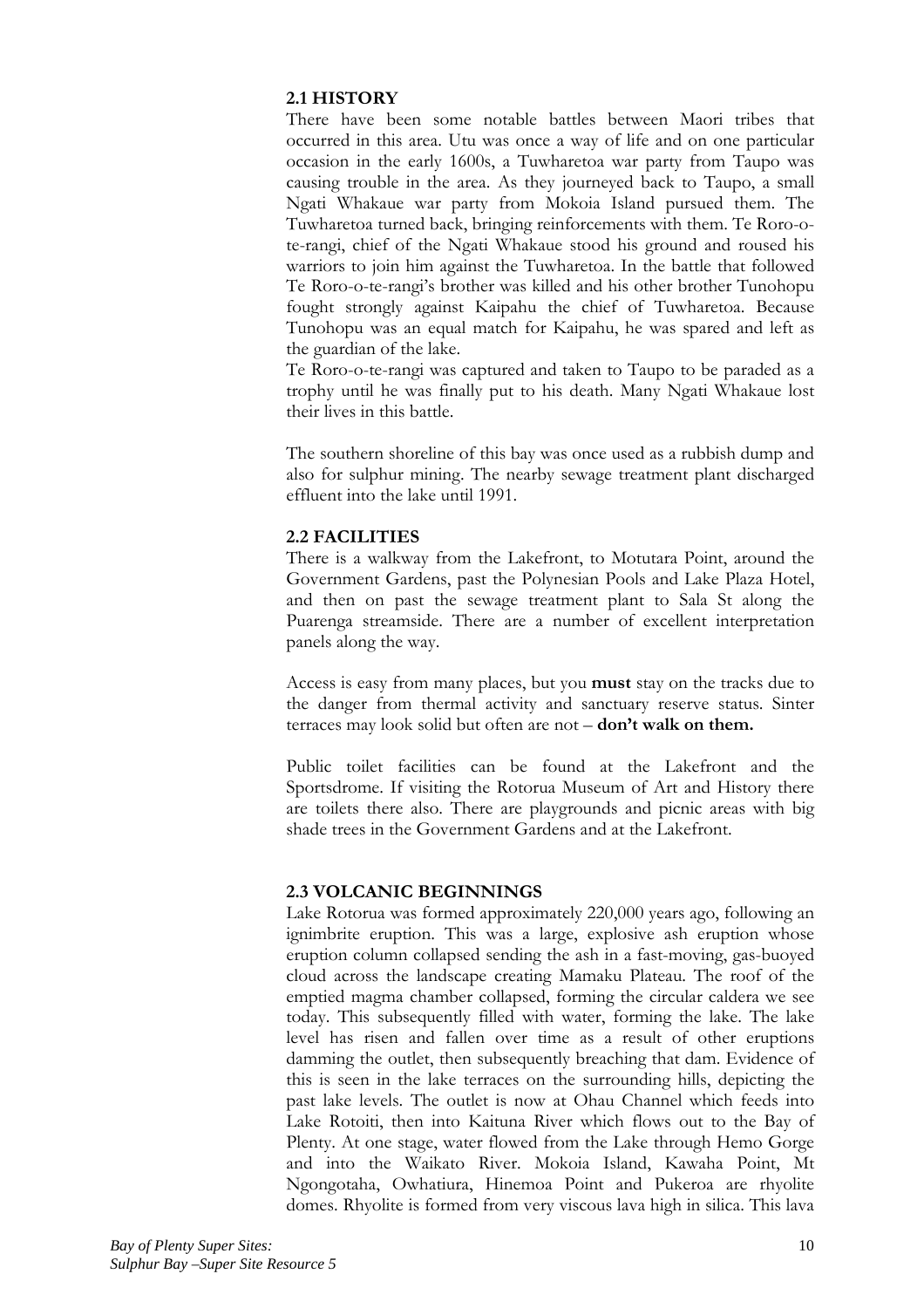## 2.1 HISTORY

There have been some notable battles between Maori tribes that occurred in this area. Utu was once a way of life and on one particular occasion in the early 1600s, a Tuwharetoa war party from Taupo was causing trouble in the area. As they journeyed back to Taupo, a small Ngati Whakaue war party from Mokoia Island pursued them. The Tuwharetoa turned back, bringing reinforcements with them. Te Roro-o-te-rangi, chief of the Ngati Whakaue stood his ground and roused his warriors to join him against the Tuwharetoa. In the battle that followed Te Roro-o-te-rangi's brother was killed and his other brother Tunohopu fought strongly against Kaipahu the chief of Tuwharetoa. Because Tunohopu was an equal match for Kaipahu, he was spared and left as the guardian of the lake.

Te Roro-o-te-rangi was captured and taken to Taupo to be paraded as a trophy until he was finally put to his death. Many Ngati Whakaue lost their lives in this battle.

The southern shoreline of this bay was once used as a rubbish dump and also for sulphur mining. The nearby sewage treatment plant discharged effluent into the lake until 1991.

## 2.2 FACILITIES

There is a walkway from the Lakefront, to Motutara Point, around the Government Gardens, past the Polynesian Pools and Lake Plaza Hotel, and then on past the sewage treatment plant to Sala St along the Puarenga streamside. There are a number of excellent interpretation panels along the way.

Access is easy from many places, but you **must** stay on the tracks due to the danger from thermal activity and sanctuary reserve status. Sinter terraces may look solid but often are not – **don't walk on them.**

Public toilet facilities can be found at the Lakefront and the Sportsdrome. If visiting the Rotorua Museum of Art and History there are toilets there also. There are playgrounds and picnic areas with big shade trees in the Government Gardens and at the Lakefront.

## 2.3 VOLCANIC BEGINNINGS

Lake Rotorua was formed approximately 220,000 years ago, following an ignimbrite eruption. This was a large, explosive ash eruption whose eruption column collapsed sending the ash in a fast-moving, gas-buoyed cloud across the landscape creating Mamaku Plateau. The roof of the emptied magma chamber collapsed, forming the circular caldera we see today. This subsequently filled with water, forming the lake. The lake level has risen and fallen over time as a result of other eruptions damming the outlet, then subsequently breaching that dam. Evidence of this is seen in the lake terraces on the surrounding hills, depicting the past lake levels. The outlet is now at Ohau Channel which feeds into Lake Rotoiti, then into Kaituna River which flows out to the Bay of Plenty. At one stage, water flowed from the Lake through Hemo Gorge and into the Waikato River. Mokoia Island, Kawaha Point, Mt Ngongotaha, Owhatiura, Hinemoa Point and Pukeroa are rhyolite domes. Rhyolite is formed from very viscous lava high in silica. This lava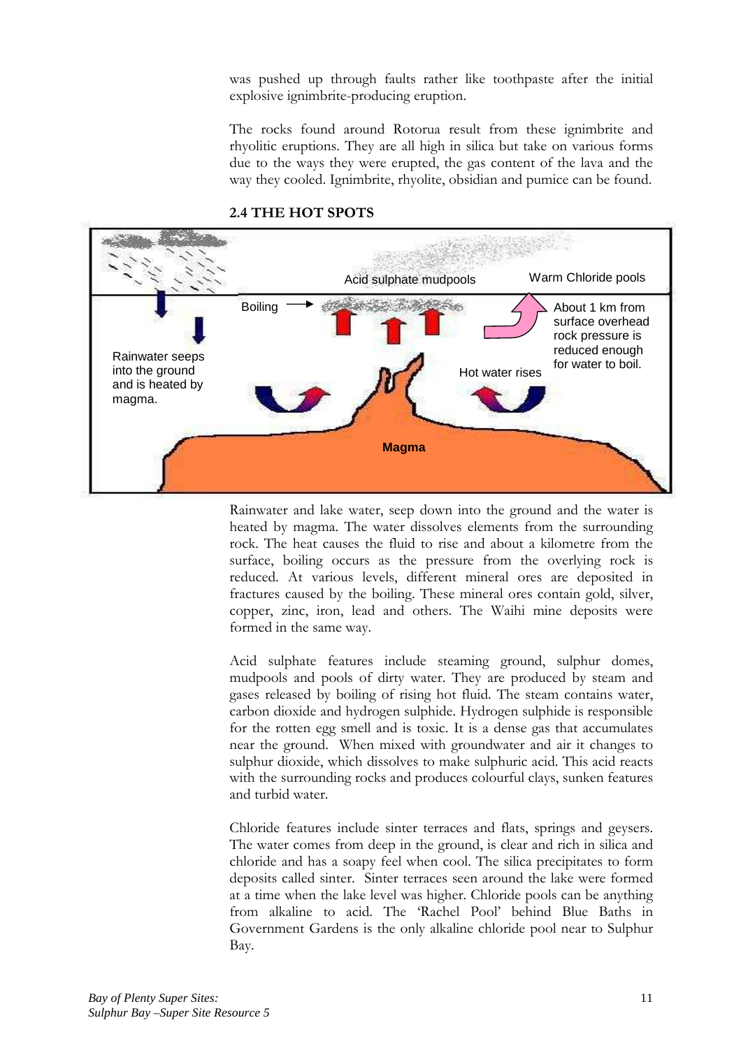was pushed up through faults rather like toothpaste after the initial explosive ignimbrite-producing eruption.

The rocks found around Rotorua result from these ignimbrite and rhyolitic eruptions. They are all high in silica but take on various forms due to the ways they were erupted, the gas content of the lava and the way they cooled. Ignimbrite, rhyolite, obsidian and pumice can be found.

## 2.4 THE HOT SPOTS

Acid sulphate mudpools

Warm Chloride pools

Boiling

About 1 km from surface overhead rock pressure is reduced enough for water to boil.

Rainwater seeps into the ground and is heated by magma.

Hot water rises

Magma

Rainwater and lake water, seep down into the ground and the water is heated by magma. The water dissolves elements from the surrounding rock. The heat causes the fluid to rise and about a kilometre from the surface, boiling occurs as the pressure from the overlying rock is reduced. At various levels, different mineral ores are deposited in fractures caused by the boiling. These mineral ores contain gold, silver, copper, zinc, iron, lead and others. The Waihi mine deposits were formed in the same way.

Acid sulphate features include steaming ground, sulphur domes, mudpools and pools of dirty water. They are produced by steam and gases released by boiling of rising hot fluid. The steam contains water, carbon dioxide and hydrogen sulphide. Hydrogen sulphide is responsible for the rotten egg smell and is toxic. It is a dense gas that accumulates near the ground. When mixed with groundwater and air it changes to sulphur dioxide, which dissolves to make sulphuric acid. This acid reacts with the surrounding rocks and produces colourful clays, sunken features and turbid water.

Chloride features include sinter terraces and flats, springs and geysers. The water comes from deep in the ground, is clear and rich in silica and chloride and has a soapy feel when cool. The silica precipitates to form deposits called sinter. Sinter terraces seen around the lake were formed at a time when the lake level was higher. Chloride pools can be anything from alkaline to acid. The 'Rachel Pool' behind Blue Baths in Government Gardens is the only alkaline chloride pool near to Sulphur Bay.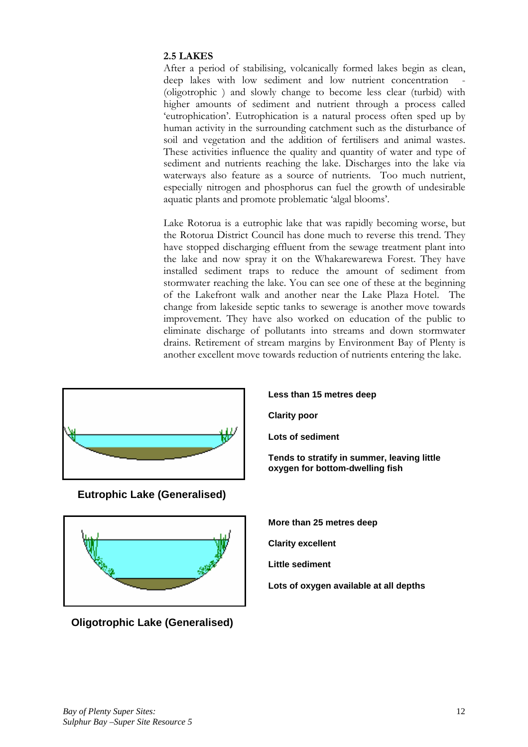## 2.5 LAKES

After a period of stabilising, volcanically formed lakes begin as clean, deep lakes with low sediment and low nutrient concentration - (oligotrophic ) and slowly change to become less clear (turbid) with higher amounts of sediment and nutrient through a process called 'eutrophication'. Eutrophication is a natural process often sped up by human activity in the surrounding catchment such as the disturbance of soil and vegetation and the addition of fertilisers and animal wastes. These activities influence the quality and quantity of water and type of sediment and nutrients reaching the lake. Discharges into the lake via waterways also feature as a source of nutrients. Too much nutrient, especially nitrogen and phosphorus can fuel the growth of undesirable aquatic plants and promote problematic 'algal blooms'.

Lake Rotorua is a eutrophic lake that was rapidly becoming worse, but the Rotorua District Council has done much to reverse this trend. They have stopped discharging effluent from the sewage treatment plant into the lake and now spray it on the Whakarewarewa Forest. They have installed sediment traps to reduce the amount of sediment from stormwater reaching the lake. You can see one of these at the beginning of the Lakefront walk and another near the Lake Plaza Hotel. The change from lakeside septic tanks to sewerage is another move towards improvement. They have also worked on education of the public to eliminate discharge of pollutants into streams and down stormwater drains. Retirement of stream margins by Environment Bay of Plenty is another excellent move towards reduction of nutrients entering the lake.

**Eutrophic Lake (Generalised)**

**Less than 15 metres deep**

**Clarity poor**

**Lots of sediment**

**Tends to stratify in summer, leaving little oxygen for bottom-dwelling fish**

**Oligotrophic Lake (Generalised)**

**More than 25 metres deep**

**Clarity excellent**

**Little sediment**

**Lots of oxygen available at all depths**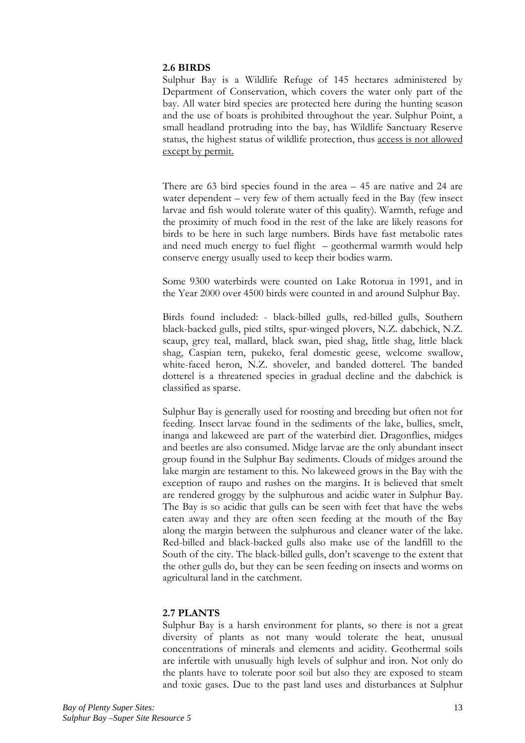## 2.6 BIRDS

Sulphur Bay is a Wildlife Refuge of 145 hectares administered by Department of Conservation, which covers the water only part of the bay. All water bird species are protected here during the hunting season and the use of boats is prohibited throughout the year. Sulphur Point, a small headland protruding into the bay, has Wildlife Sanctuary Reserve status, the highest status of wildlife protection, thus <u>access is not allowed except by permit.</u>

There are 63 bird species found in the area – 45 are native and 24 are water dependent – very few of them actually feed in the Bay (few insect larvae and fish would tolerate water of this quality). Warmth, refuge and the proximity of much food in the rest of the lake are likely reasons for birds to be here in such large numbers. Birds have fast metabolic rates and need much energy to fuel flight – geothermal warmth would help conserve energy usually used to keep their bodies warm.

Some 9300 waterbirds were counted on Lake Rotorua in 1991, and in the Year 2000 over 4500 birds were counted in and around Sulphur Bay.

Birds found included: - black-billed gulls, red-billed gulls, Southern black-backed gulls, pied stilts, spur-winged plovers, N.Z. dabchick, N.Z. scaup, grey teal, mallard, black swan, pied shag, little shag, little black shag, Caspian tern, pukeko, feral domestic geese, welcome swallow, white-faced heron, N.Z. shoveler, and banded dotterel. The banded dotterel is a threatened species in gradual decline and the dabchick is classified as sparse.

Sulphur Bay is generally used for roosting and breeding but often not for feeding. Insect larvae found in the sediments of the lake, bullies, smelt, inanga and lakeweed are part of the waterbird diet. Dragonflies, midges and beetles are also consumed. Midge larvae are the only abundant insect group found in the Sulphur Bay sediments. Clouds of midges around the lake margin are testament to this. No lakeweed grows in the Bay with the exception of raupo and rushes on the margins. It is believed that smelt are rendered groggy by the sulphurous and acidic water in Sulphur Bay. The Bay is so acidic that gulls can be seen with feet that have the webs eaten away and they are often seen feeding at the mouth of the Bay along the margin between the sulphurous and cleaner water of the lake. Red-billed and black-backed gulls also make use of the landfill to the South of the city. The black-billed gulls, don't scavenge to the extent that the other gulls do, but they can be seen feeding on insects and worms on agricultural land in the catchment.

## 2.7 PLANTS

Sulphur Bay is a harsh environment for plants, so there is not a great diversity of plants as not many would tolerate the heat, unusual concentrations of minerals and elements and acidity. Geothermal soils are infertile with unusually high levels of sulphur and iron. Not only do the plants have to tolerate poor soil but also they are exposed to steam and toxic gases. Due to the past land uses and disturbances at Sulphur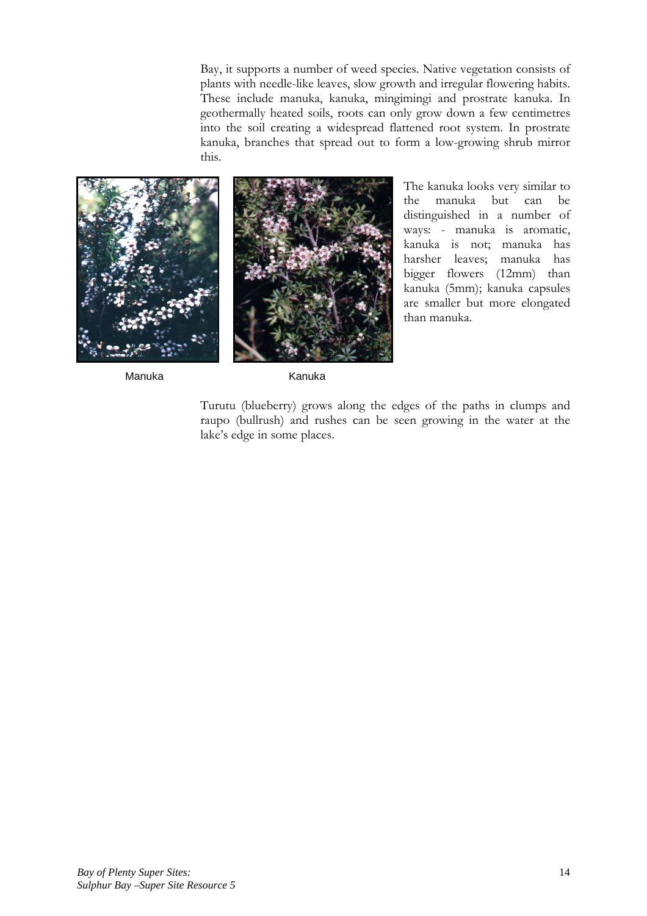Bay, it supports a number of weed species. Native vegetation consists of plants with needle-like leaves, slow growth and irregular flowering habits. These include manuka, kanuka, mingimingi and prostrate kanuka. In geothermally heated soils, roots can only grow down a few centimetres into the soil creating a widespread flattened root system. In prostrate kanuka, branches that spread out to form a low-growing shrub mirror this.

Manuka

Kanuka

The kanuka looks very similar to the manuka but can be distinguished in a number of ways: - manuka is aromatic, kanuka is not; manuka has harsher leaves; manuka has bigger flowers (12mm) than kanuka (5mm); kanuka capsules are smaller but more elongated than manuka.

Turutu (blueberry) grows along the edges of the paths in clumps and raupo (bullrush) and rushes can be seen growing in the water at the lake's edge in some places.